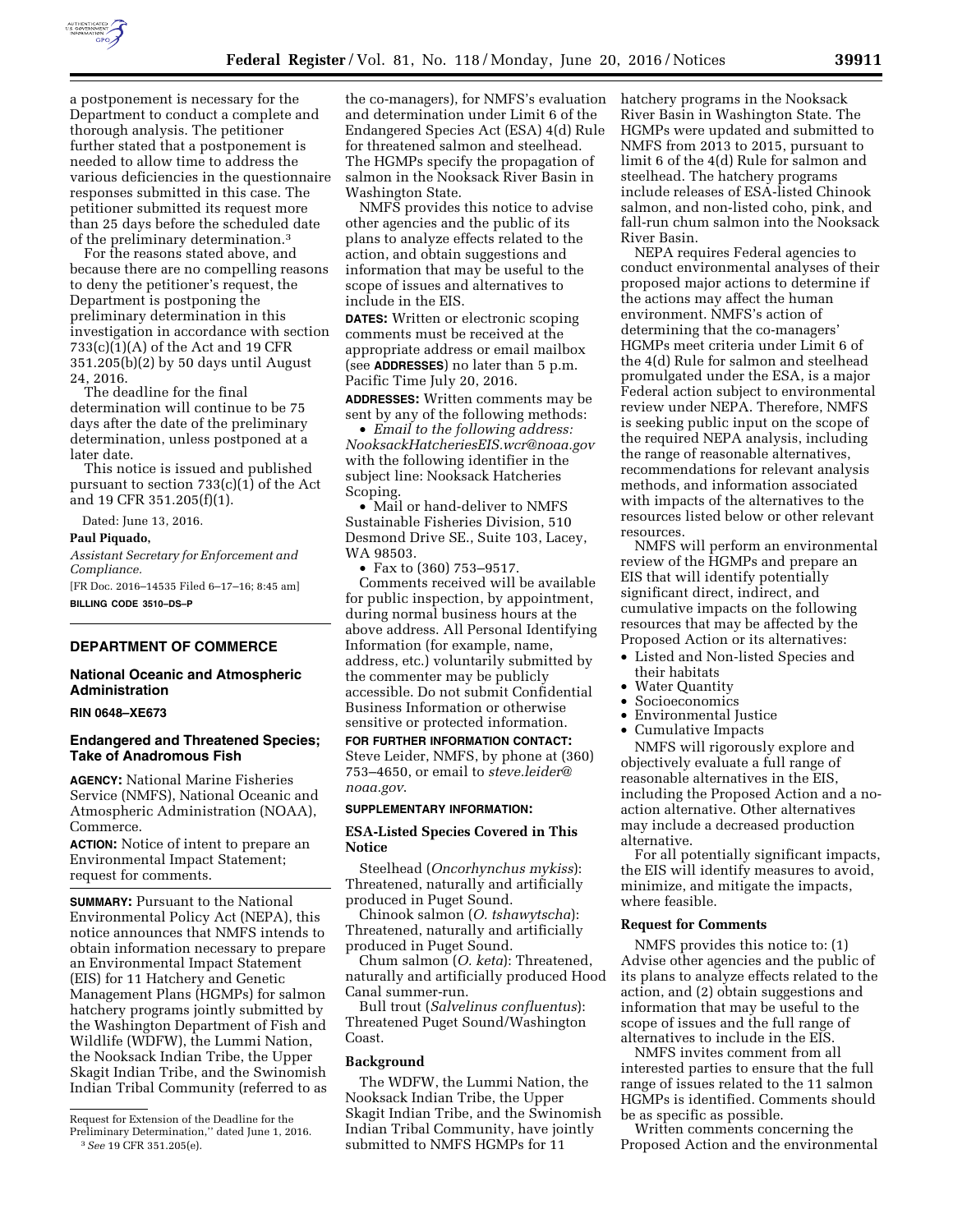a postponement is necessary for the Department to conduct a complete and thorough analysis. The petitioner further stated that a postponement is needed to allow time to address the various deficiencies in the questionnaire responses submitted in this case. The petitioner submitted its request more than 25 days before the scheduled date of the preliminary determination.[3]

For the reasons stated above, and because there are no compelling reasons to deny the petitioner's request, the Department is postponing the preliminary determination in this investigation in accordance with section 733(c)(1)(A) of the Act and 19 CFR 351.205(b)(2) by 50 days until August 24, 2016.

The deadline for the final determination will continue to be 75 days after the date of the preliminary determination, unless postponed at a later date.

This notice is issued and published pursuant to section 733(c)(1) of the Act and 19 CFR 351.205(f)(1).

Dated: June 13, 2016.

**Paul Piquado,**

*Assistant Secretary for Enforcement and Compliance.*

[FR Doc. 2016–14535 Filed 6–17–16; 8:45 am]

**BILLING CODE 3510–DS–P**

---

Request for Extension of the Deadline for the Preliminary Determination,'' dated June 1, 2016.

[3] *See* 19 CFR 351.205(e).

---

## DEPARTMENT OF COMMERCE

### National Oceanic and Atmospheric Administration

**RIN 0648–XE673**

### Endangered and Threatened Species; Take of Anadromous Fish

**AGENCY:** National Marine Fisheries Service (NMFS), National Oceanic and Atmospheric Administration (NOAA), Commerce.

**ACTION:** Notice of intent to prepare an Environmental Impact Statement; request for comments.

**SUMMARY:** Pursuant to the National Environmental Policy Act (NEPA), this notice announces that NMFS intends to obtain information necessary to prepare an Environmental Impact Statement (EIS) for 11 Hatchery and Genetic Management Plans (HGMPs) for salmon hatchery programs jointly submitted by the Washington Department of Fish and Wildlife (WDFW), the Lummi Nation, the Nooksack Indian Tribe, the Upper Skagit Indian Tribe, and the Swinomish Indian Tribal Community (referred to as the co-managers), for NMFS's evaluation and determination under Limit 6 of the Endangered Species Act (ESA) 4(d) Rule for threatened salmon and steelhead. The HGMPs specify the propagation of salmon in the Nooksack River Basin in Washington State.

NMFS provides this notice to advise other agencies and the public of its plans to analyze effects related to the action, and obtain suggestions and information that may be useful to the scope of issues and alternatives to include in the EIS.

**DATES:** Written or electronic scoping comments must be received at the appropriate address or email mailbox (see **ADDRESSES**) no later than 5 p.m. Pacific Time July 20, 2016.

**ADDRESSES:** Written comments may be sent by any of the following methods:

- *Email to the following address: NooksackHatcheriesEIS.wcr@noaa.gov* with the following identifier in the subject line: Nooksack Hatcheries Scoping.
- Mail or hand-deliver to NMFS Sustainable Fisheries Division, 510 Desmond Drive SE., Suite 103, Lacey, WA 98503.
- Fax to (360) 753–9517.

Comments received will be available for public inspection, by appointment, during normal business hours at the above address. All Personal Identifying Information (for example, name, address, etc.) voluntarily submitted by the commenter may be publicly accessible. Do not submit Confidential Business Information or otherwise sensitive or protected information.

**FOR FURTHER INFORMATION CONTACT:** Steve Leider, NMFS, by phone at (360) 753–4650, or email to *steve.leider@noaa.gov*.

**SUPPLEMENTARY INFORMATION:**

#### ESA-Listed Species Covered in This Notice

Steelhead (*Oncorhynchus mykiss*): Threatened, naturally and artificially produced in Puget Sound.

Chinook salmon (*O. tshawytscha*): Threatened, naturally and artificially produced in Puget Sound.

Chum salmon (*O. keta*): Threatened, naturally and artificially produced Hood Canal summer-run.

Bull trout (*Salvelinus confluentus*): Threatened Puget Sound/Washington Coast.

#### Background

The WDFW, the Lummi Nation, the Nooksack Indian Tribe, the Upper Skagit Indian Tribe, and the Swinomish Indian Tribal Community, have jointly submitted to NMFS HGMPs for 11 hatchery programs in the Nooksack River Basin in Washington State. The HGMPs were updated and submitted to NMFS from 2013 to 2015, pursuant to limit 6 of the 4(d) Rule for salmon and steelhead. The hatchery programs include releases of ESA-listed Chinook salmon, and non-listed coho, pink, and fall-run chum salmon into the Nooksack River Basin.

NEPA requires Federal agencies to conduct environmental analyses of their proposed major actions to determine if the actions may affect the human environment. NMFS's action of determining that the co-managers' HGMPs meet criteria under Limit 6 of the 4(d) Rule for salmon and steelhead promulgated under the ESA, is a major Federal action subject to environmental review under NEPA. Therefore, NMFS is seeking public input on the scope of the required NEPA analysis, including the range of reasonable alternatives, recommendations for relevant analysis methods, and information associated with impacts of the alternatives to the resources listed below or other relevant resources.

NMFS will perform an environmental review of the HGMPs and prepare an EIS that will identify potentially significant direct, indirect, and cumulative impacts on the following resources that may be affected by the Proposed Action or its alternatives:

- Listed and Non-listed Species and their habitats
- Water Quantity
- Socioeconomics
- Environmental Justice
- Cumulative Impacts

NMFS will rigorously explore and objectively evaluate a full range of reasonable alternatives in the EIS, including the Proposed Action and a no-action alternative. Other alternatives may include a decreased production alternative.

For all potentially significant impacts, the EIS will identify measures to avoid, minimize, and mitigate the impacts, where feasible.

#### Request for Comments

NMFS provides this notice to: (1) Advise other agencies and the public of its plans to analyze effects related to the action, and (2) obtain suggestions and information that may be useful to the scope of issues and the full range of alternatives to include in the EIS.

NMFS invites comment from all interested parties to ensure that the full range of issues related to the 11 salmon HGMPs is identified. Comments should be as specific as possible.

Written comments concerning the Proposed Action and the environmental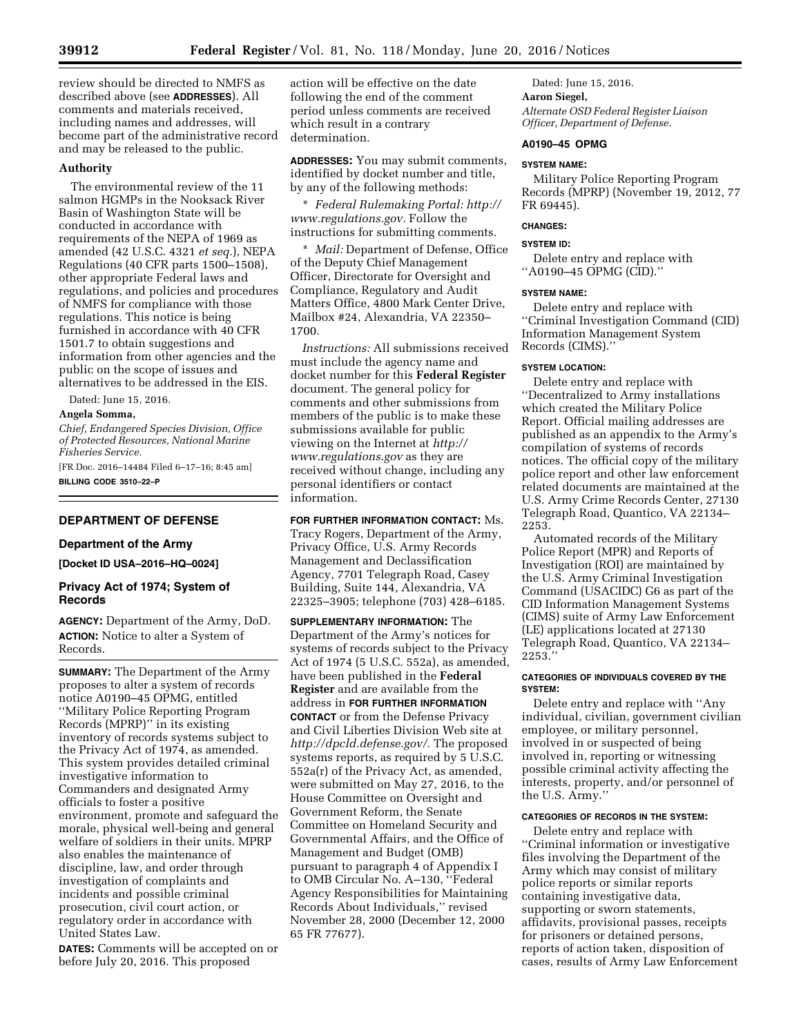review should be directed to NMFS as described above (see **ADDRESSES**). All comments and materials received, including names and addresses, will become part of the administrative record and may be released to the public.

### Authority

The environmental review of the 11 salmon HGMPs in the Nooksack River Basin of Washington State will be conducted in accordance with requirements of the NEPA of 1969 as amended (42 U.S.C. 4321 *et seq.*), NEPA Regulations (40 CFR parts 1500–1508), other appropriate Federal laws and regulations, and policies and procedures of NMFS for compliance with those regulations. This notice is being furnished in accordance with 40 CFR 1501.7 to obtain suggestions and information from other agencies and the public on the scope of issues and alternatives to be addressed in the EIS.

Dated: June 15, 2016.

**Angela Somma,**

*Chief, Endangered Species Division, Office of Protected Resources, National Marine Fisheries Service.*

[FR Doc. 2016–14484 Filed 6–17–16; 8:45 am]

**BILLING CODE 3510–22–P**

## DEPARTMENT OF DEFENSE

### Department of the Army

**[Docket ID USA–2016–HQ–0024]**

### Privacy Act of 1974; System of Records

**AGENCY:** Department of the Army, DoD.

**ACTION:** Notice to alter a System of Records.

**SUMMARY:** The Department of the Army proposes to alter a system of records notice A0190–45 OPMG, entitled ''Military Police Reporting Program Records (MPRP)'' in its existing inventory of records systems subject to the Privacy Act of 1974, as amended. This system provides detailed criminal investigative information to Commanders and designated Army officials to foster a positive environment, promote and safeguard the morale, physical well-being and general welfare of soldiers in their units. MPRP also enables the maintenance of discipline, law, and order through investigation of complaints and incidents and possible criminal prosecution, civil court action, or regulatory order in accordance with United States Law.

**DATES:** Comments will be accepted on or before July 20, 2016. This proposed action will be effective on the date following the end of the comment period unless comments are received which result in a contrary determination.

**ADDRESSES:** You may submit comments, identified by docket number and title, by any of the following methods:

\* *Federal Rulemaking Portal: http://www.regulations.gov.* Follow the instructions for submitting comments.

\* *Mail:* Department of Defense, Office of the Deputy Chief Management Officer, Directorate for Oversight and Compliance, Regulatory and Audit Matters Office, 4800 Mark Center Drive, Mailbox #24, Alexandria, VA 22350–1700.

*Instructions:* All submissions received must include the agency name and docket number for this **Federal Register** document. The general policy for comments and other submissions from members of the public is to make these submissions available for public viewing on the Internet at *http://www.regulations.gov* as they are received without change, including any personal identifiers or contact information.

**FOR FURTHER INFORMATION CONTACT:** Ms. Tracy Rogers, Department of the Army, Privacy Office, U.S. Army Records Management and Declassification Agency, 7701 Telegraph Road, Casey Building, Suite 144, Alexandria, VA 22325–3905; telephone (703) 428–6185.

**SUPPLEMENTARY INFORMATION:** The Department of the Army's notices for systems of records subject to the Privacy Act of 1974 (5 U.S.C. 552a), as amended, have been published in the **Federal Register** and are available from the address in **FOR FURTHER INFORMATION CONTACT** or from the Defense Privacy and Civil Liberties Division Web site at *http://dpcld.defense.gov/.* The proposed systems reports, as required by 5 U.S.C. 552a(r) of the Privacy Act, as amended, were submitted on May 27, 2016, to the House Committee on Oversight and Government Reform, the Senate Committee on Homeland Security and Governmental Affairs, and the Office of Management and Budget (OMB) pursuant to paragraph 4 of Appendix I to OMB Circular No. A–130, ''Federal Agency Responsibilities for Maintaining Records About Individuals,'' revised November 28, 2000 (December 12, 2000 65 FR 77677).

Dated: June 15, 2016.

**Aaron Siegel,**

*Alternate OSD Federal Register Liaison Officer, Department of Defense.*

### A0190–45 OPMG

#### SYSTEM NAME:

Military Police Reporting Program Records (MPRP) (November 19, 2012, 77 FR 69445).

#### CHANGES:

#### SYSTEM ID:

Delete entry and replace with ''A0190–45 OPMG (CID).''

#### SYSTEM NAME:

Delete entry and replace with ''Criminal Investigation Command (CID) Information Management System Records (CIMS).''

#### SYSTEM LOCATION:

Delete entry and replace with ''Decentralized to Army installations which created the Military Police Report. Official mailing addresses are published as an appendix to the Army's compilation of systems of records notices. The official copy of the military police report and other law enforcement related documents are maintained at the U.S. Army Crime Records Center, 27130 Telegraph Road, Quantico, VA 22134–2253.

Automated records of the Military Police Report (MPR) and Reports of Investigation (ROI) are maintained by the U.S. Army Criminal Investigation Command (USACIDC) G6 as part of the CID Information Management Systems (CIMS) suite of Army Law Enforcement (LE) applications located at 27130 Telegraph Road, Quantico, VA 22134–2253.''

#### CATEGORIES OF INDIVIDUALS COVERED BY THE SYSTEM:

Delete entry and replace with ''Any individual, civilian, government civilian employee, or military personnel, involved in or suspected of being involved in, reporting or witnessing possible criminal activity affecting the interests, property, and/or personnel of the U.S. Army.''

#### CATEGORIES OF RECORDS IN THE SYSTEM:

Delete entry and replace with ''Criminal information or investigative files involving the Department of the Army which may consist of military police reports or similar reports containing investigative data, supporting or sworn statements, affidavits, provisional passes, receipts for prisoners or detained persons, reports of action taken, disposition of cases, results of Army Law Enforcement